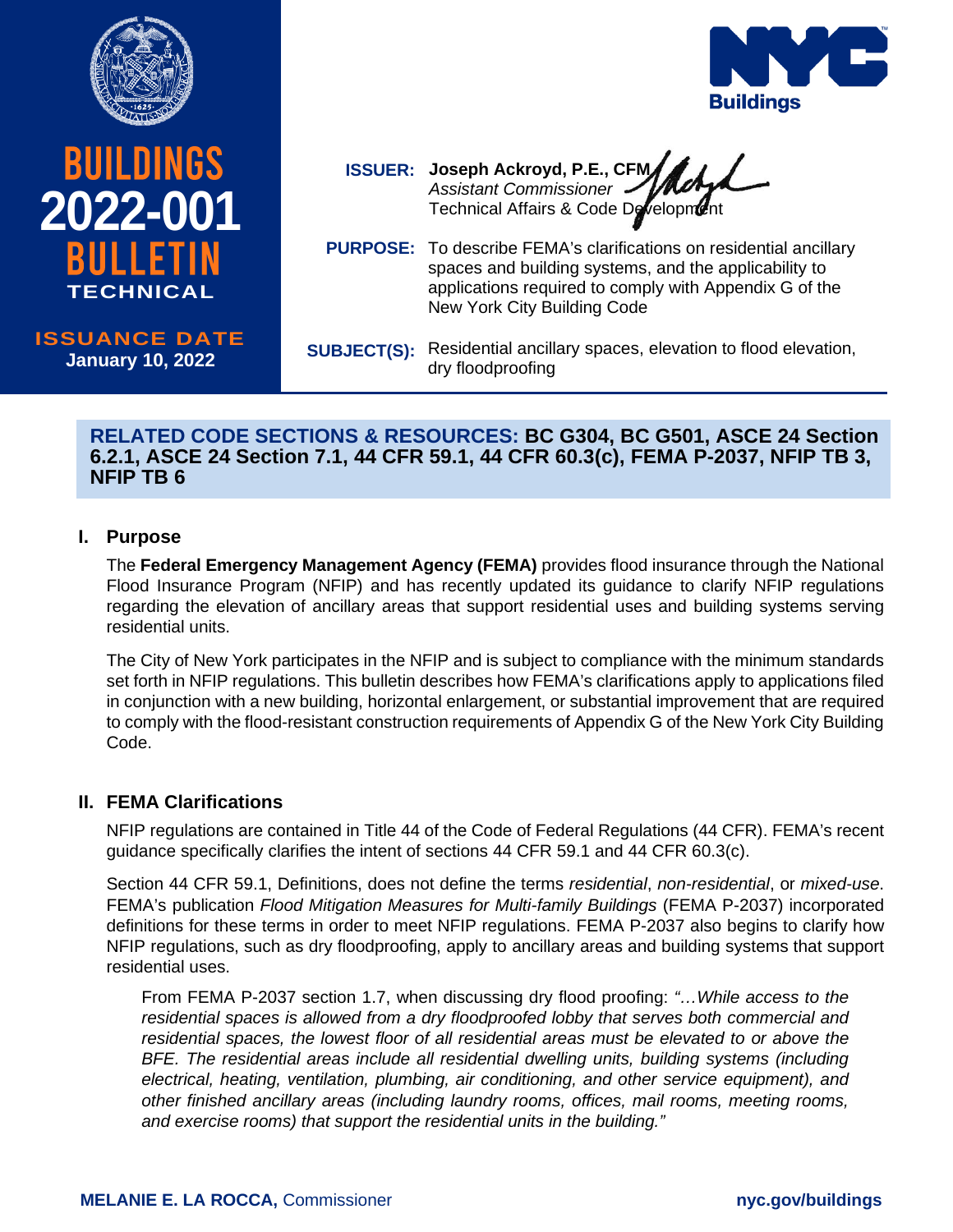# BUILDINGS 2022-001 BULLETIN

**TECHNICAL**

**ISSUANCE DATE**
**January 10, 2022**

**ISSUER:** **Joseph Ackroyd, P.E., CFM**
*Assistant Commissioner*
Technical Affairs & Code Development

**PURPOSE:** To describe FEMA's clarifications on residential ancillary spaces and building systems, and the applicability to applications required to comply with Appendix G of the New York City Building Code

**SUBJECT(S):** Residential ancillary spaces, elevation to flood elevation, dry floodproofing

**RELATED CODE SECTIONS & RESOURCES: BC G304, BC G501, ASCE 24 Section 6.2.1, ASCE 24 Section 7.1, 44 CFR 59.1, 44 CFR 60.3(c), FEMA P-2037, NFIP TB 3, NFIP TB 6**

## I. Purpose

The **Federal Emergency Management Agency (FEMA)** provides flood insurance through the National Flood Insurance Program (NFIP) and has recently updated its guidance to clarify NFIP regulations regarding the elevation of ancillary areas that support residential uses and building systems serving residential units.

The City of New York participates in the NFIP and is subject to compliance with the minimum standards set forth in NFIP regulations. This bulletin describes how FEMA's clarifications apply to applications filed in conjunction with a new building, horizontal enlargement, or substantial improvement that are required to comply with the flood-resistant construction requirements of Appendix G of the New York City Building Code.

## II. FEMA Clarifications

NFIP regulations are contained in Title 44 of the Code of Federal Regulations (44 CFR). FEMA's recent guidance specifically clarifies the intent of sections 44 CFR 59.1 and 44 CFR 60.3(c).

Section 44 CFR 59.1, Definitions, does not define the terms *residential*, *non-residential*, or *mixed-use*. FEMA's publication *Flood Mitigation Measures for Multi-family Buildings* (FEMA P-2037) incorporated definitions for these terms in order to meet NFIP regulations. FEMA P-2037 also begins to clarify how NFIP regulations, such as dry floodproofing, apply to ancillary areas and building systems that support residential uses.

> From FEMA P-2037 section 1.7, when discussing dry flood proofing: *"…While access to the residential spaces is allowed from a dry floodproofed lobby that serves both commercial and residential spaces, the lowest floor of all residential areas must be elevated to or above the BFE. The residential areas include all residential dwelling units, building systems (including electrical, heating, ventilation, plumbing, air conditioning, and other service equipment), and other finished ancillary areas (including laundry rooms, offices, mail rooms, meeting rooms, and exercise rooms) that support the residential units in the building."*

**MELANIE E. LA ROCCA,** Commissioner

**nyc.gov/buildings**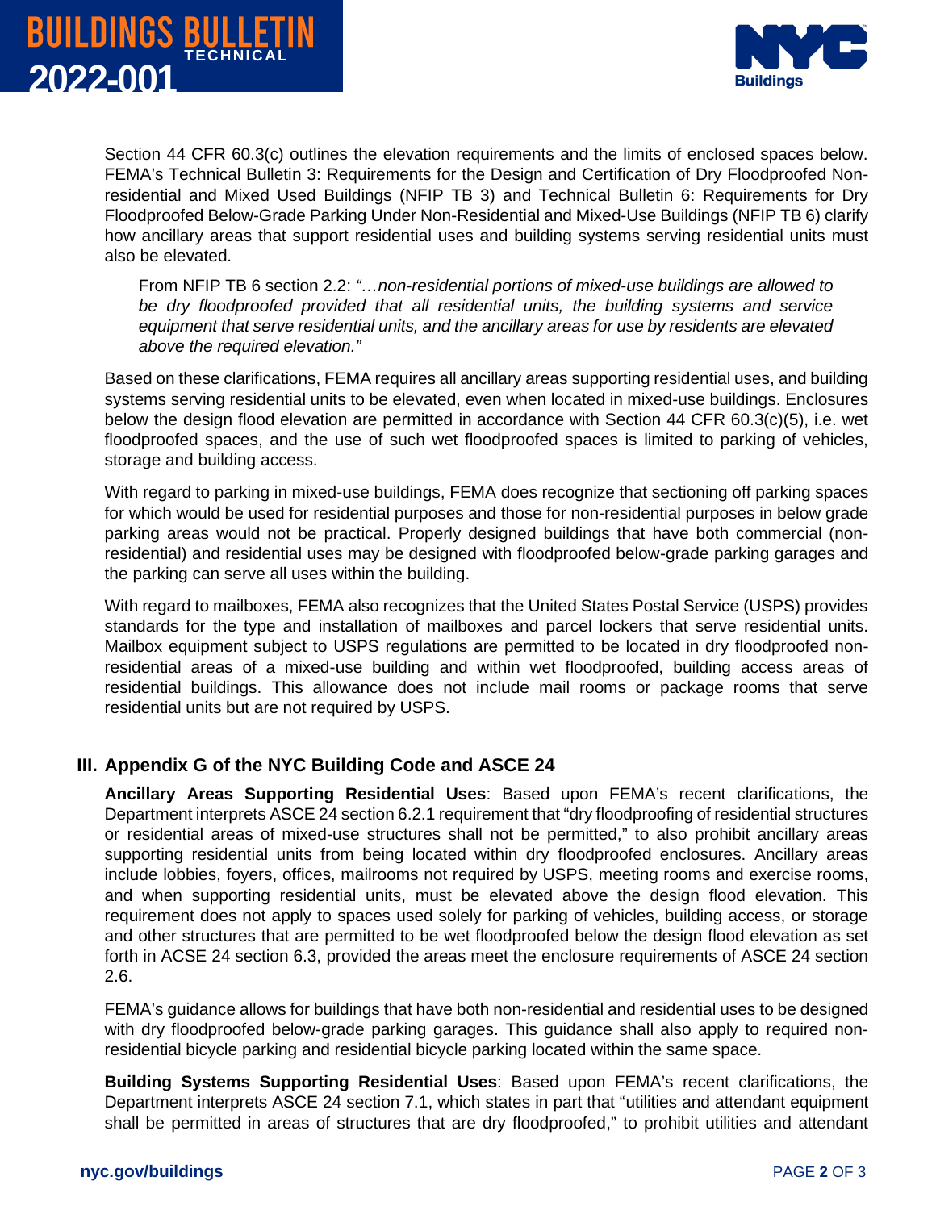Section 44 CFR 60.3(c) outlines the elevation requirements and the limits of enclosed spaces below. FEMA's Technical Bulletin 3: Requirements for the Design and Certification of Dry Floodproofed Non-residential and Mixed Used Buildings (NFIP TB 3) and Technical Bulletin 6: Requirements for Dry Floodproofed Below-Grade Parking Under Non-Residential and Mixed-Use Buildings (NFIP TB 6) clarify how ancillary areas that support residential uses and building systems serving residential units must also be elevated.

> From NFIP TB 6 section 2.2: *"…non-residential portions of mixed-use buildings are allowed to be dry floodproofed provided that all residential units, the building systems and service equipment that serve residential units, and the ancillary areas for use by residents are elevated above the required elevation."*

Based on these clarifications, FEMA requires all ancillary areas supporting residential uses, and building systems serving residential units to be elevated, even when located in mixed-use buildings. Enclosures below the design flood elevation are permitted in accordance with Section 44 CFR 60.3(c)(5), i.e. wet floodproofed spaces, and the use of such wet floodproofed spaces is limited to parking of vehicles, storage and building access.

With regard to parking in mixed-use buildings, FEMA does recognize that sectioning off parking spaces for which would be used for residential purposes and those for non-residential purposes in below grade parking areas would not be practical. Properly designed buildings that have both commercial (non-residential) and residential uses may be designed with floodproofed below-grade parking garages and the parking can serve all uses within the building.

With regard to mailboxes, FEMA also recognizes that the United States Postal Service (USPS) provides standards for the type and installation of mailboxes and parcel lockers that serve residential units. Mailbox equipment subject to USPS regulations are permitted to be located in dry floodproofed non-residential areas of a mixed-use building and within wet floodproofed, building access areas of residential buildings. This allowance does not include mail rooms or package rooms that serve residential units but are not required by USPS.

## III. Appendix G of the NYC Building Code and ASCE 24

**Ancillary Areas Supporting Residential Uses**: Based upon FEMA's recent clarifications, the Department interprets ASCE 24 section 6.2.1 requirement that "dry floodproofing of residential structures or residential areas of mixed-use structures shall not be permitted," to also prohibit ancillary areas supporting residential units from being located within dry floodproofed enclosures. Ancillary areas include lobbies, foyers, offices, mailrooms not required by USPS, meeting rooms and exercise rooms, and when supporting residential units, must be elevated above the design flood elevation. This requirement does not apply to spaces used solely for parking of vehicles, building access, or storage and other structures that are permitted to be wet floodproofed below the design flood elevation as set forth in ACSE 24 section 6.3, provided the areas meet the enclosure requirements of ASCE 24 section 2.6.

FEMA's guidance allows for buildings that have both non-residential and residential uses to be designed with dry floodproofed below-grade parking garages. This guidance shall also apply to required non-residential bicycle parking and residential bicycle parking located within the same space.

**Building Systems Supporting Residential Uses**: Based upon FEMA's recent clarifications, the Department interprets ASCE 24 section 7.1, which states in part that "utilities and attendant equipment shall be permitted in areas of structures that are dry floodproofed," to prohibit utilities and attendant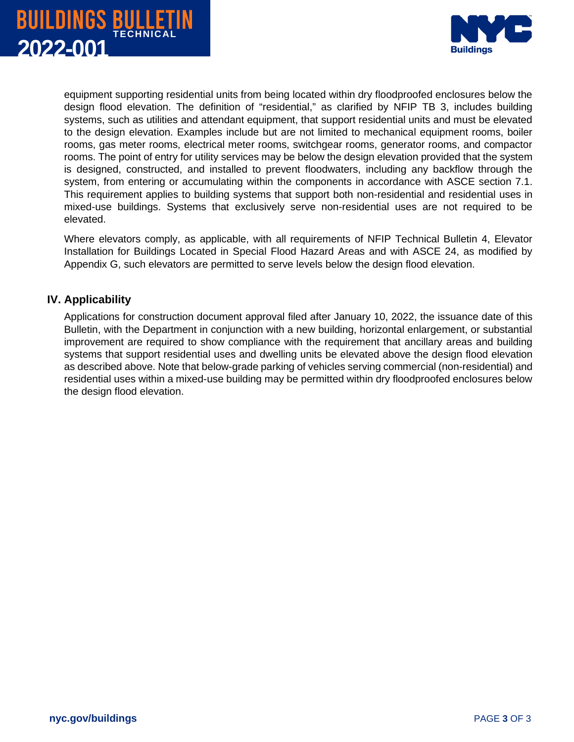equipment supporting residential units from being located within dry floodproofed enclosures below the design flood elevation. The definition of “residential,” as clarified by NFIP TB 3, includes building systems, such as utilities and attendant equipment, that support residential units and must be elevated to the design elevation. Examples include but are not limited to mechanical equipment rooms, boiler rooms, gas meter rooms, electrical meter rooms, switchgear rooms, generator rooms, and compactor rooms. The point of entry for utility services may be below the design elevation provided that the system is designed, constructed, and installed to prevent floodwaters, including any backflow through the system, from entering or accumulating within the components in accordance with ASCE section 7.1. This requirement applies to building systems that support both non-residential and residential uses in mixed-use buildings. Systems that exclusively serve non-residential uses are not required to be elevated.

Where elevators comply, as applicable, with all requirements of NFIP Technical Bulletin 4, Elevator Installation for Buildings Located in Special Flood Hazard Areas and with ASCE 24, as modified by Appendix G, such elevators are permitted to serve levels below the design flood elevation.

## IV. Applicability

Applications for construction document approval filed after January 10, 2022, the issuance date of this Bulletin, with the Department in conjunction with a new building, horizontal enlargement, or substantial improvement are required to show compliance with the requirement that ancillary areas and building systems that support residential uses and dwelling units be elevated above the design flood elevation as described above. Note that below-grade parking of vehicles serving commercial (non-residential) and residential uses within a mixed-use building may be permitted within dry floodproofed enclosures below the design flood elevation.